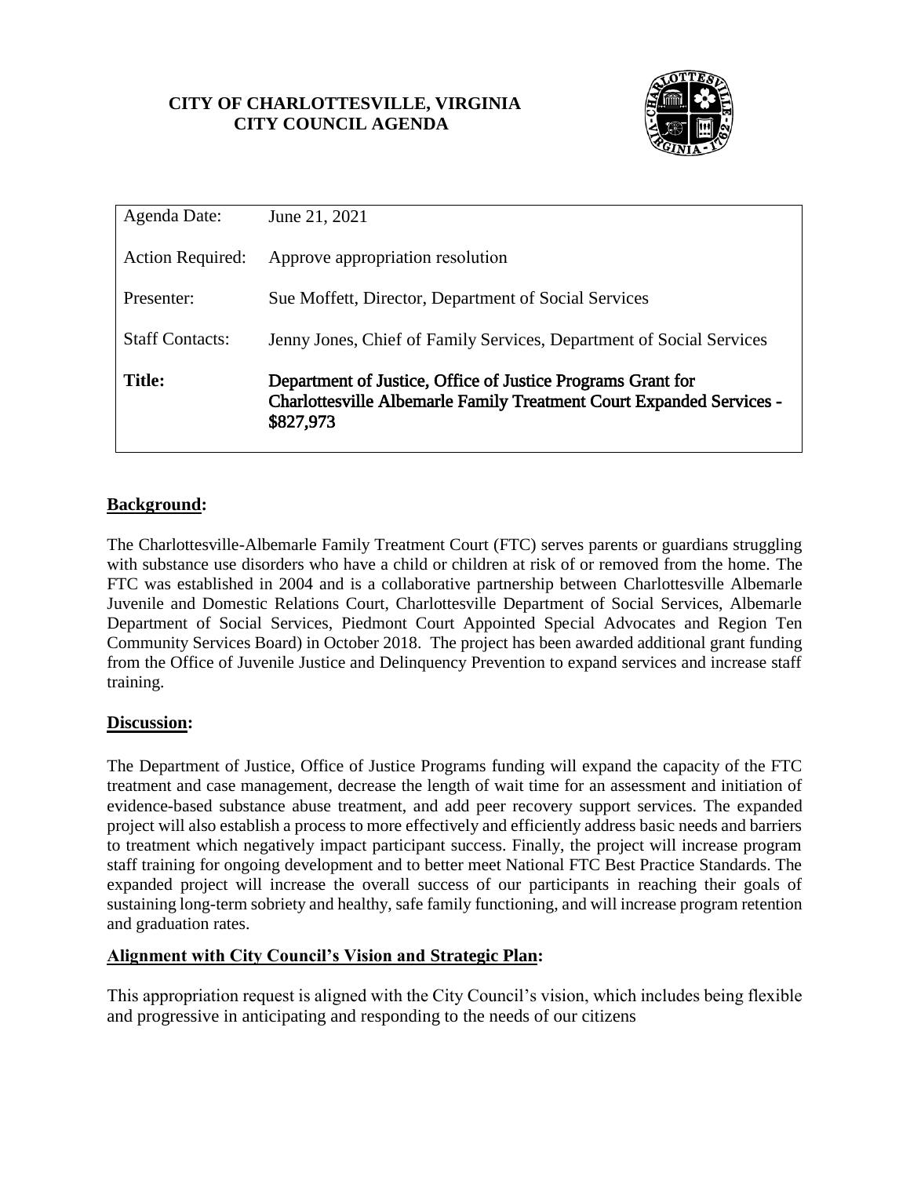**CITY OF CHARLOTTESVILLE, VIRGINIA**
**CITY COUNCIL AGENDA**

| | |
|---|---|
| Agenda Date: | June 21, 2021 |
| Action Required: | Approve appropriation resolution |
| Presenter: | Sue Moffett, Director, Department of Social Services |
| Staff Contacts: | Jenny Jones, Chief of Family Services, Department of Social Services |
| **Title:** | **Department of Justice, Office of Justice Programs Grant for Charlottesville Albemarle Family Treatment Court Expanded Services - $827,973** |

## Background:

The Charlottesville-Albemarle Family Treatment Court (FTC) serves parents or guardians struggling with substance use disorders who have a child or children at risk of or removed from the home. The FTC was established in 2004 and is a collaborative partnership between Charlottesville Albemarle Juvenile and Domestic Relations Court, Charlottesville Department of Social Services, Albemarle Department of Social Services, Piedmont Court Appointed Special Advocates and Region Ten Community Services Board) in October 2018. The project has been awarded additional grant funding from the Office of Juvenile Justice and Delinquency Prevention to expand services and increase staff training.

## Discussion:

The Department of Justice, Office of Justice Programs funding will expand the capacity of the FTC treatment and case management, decrease the length of wait time for an assessment and initiation of evidence-based substance abuse treatment, and add peer recovery support services. The expanded project will also establish a process to more effectively and efficiently address basic needs and barriers to treatment which negatively impact participant success. Finally, the project will increase program staff training for ongoing development and to better meet National FTC Best Practice Standards. The expanded project will increase the overall success of our participants in reaching their goals of sustaining long-term sobriety and healthy, safe family functioning, and will increase program retention and graduation rates.

## Alignment with City Council's Vision and Strategic Plan:

This appropriation request is aligned with the City Council's vision, which includes being flexible and progressive in anticipating and responding to the needs of our citizens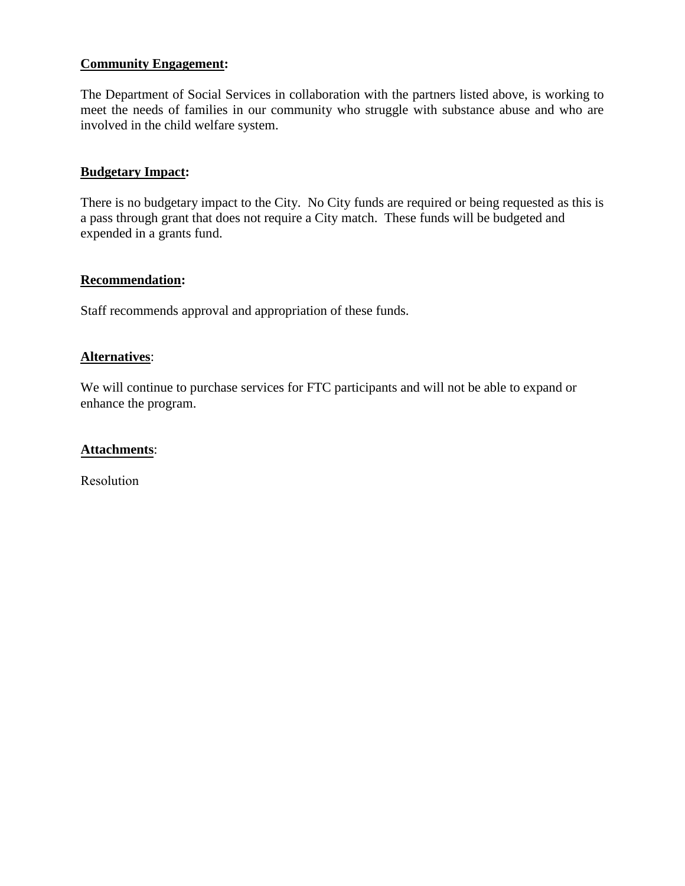**Community Engagement:**

The Department of Social Services in collaboration with the partners listed above, is working to meet the needs of families in our community who struggle with substance abuse and who are involved in the child welfare system.

**Budgetary Impact:**

There is no budgetary impact to the City. No City funds are required or being requested as this is a pass through grant that does not require a City match. These funds will be budgeted and expended in a grants fund.

**Recommendation:**

Staff recommends approval and appropriation of these funds.

**Alternatives**:

We will continue to purchase services for FTC participants and will not be able to expand or enhance the program.

**Attachments**:

Resolution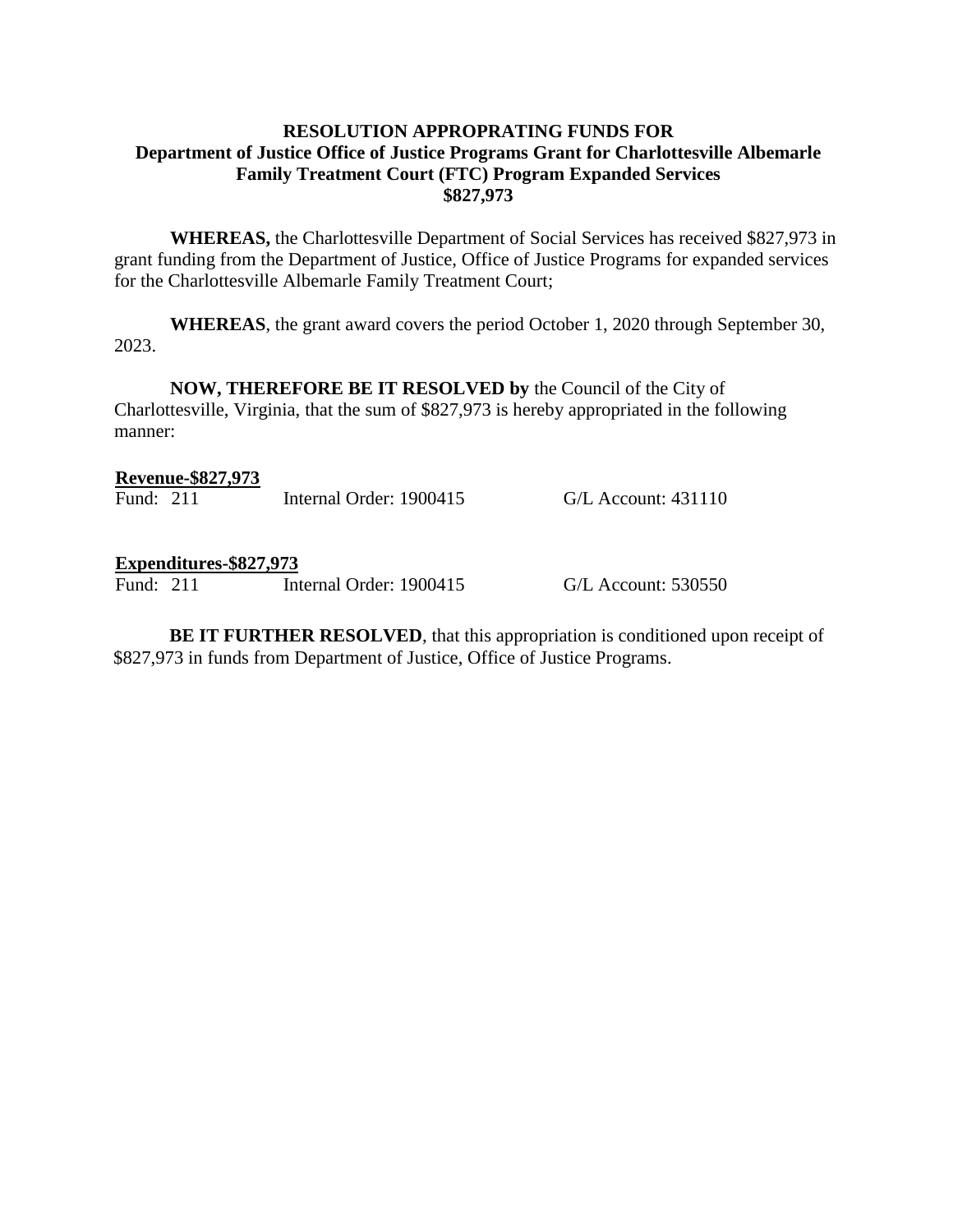**RESOLUTION APPROPRATING FUNDS FOR**
**Department of Justice Office of Justice Programs Grant for Charlottesville Albemarle Family Treatment Court (FTC) Program Expanded Services**
**$827,973**

**WHEREAS,** the Charlottesville Department of Social Services has received $827,973 in grant funding from the Department of Justice, Office of Justice Programs for expanded services for the Charlottesville Albemarle Family Treatment Court;

**WHEREAS**, the grant award covers the period October 1, 2020 through September 30, 2023.

**NOW, THEREFORE BE IT RESOLVED by** the Council of the City of Charlottesville, Virginia, that the sum of $827,973 is hereby appropriated in the following manner:

**Revenue-$827,973**

| | | |
|---|---|---|
| Fund: 211 | Internal Order: 1900415 | G/L Account: 431110 |

**Expenditures-$827,973**

| | | |
|---|---|---|
| Fund: 211 | Internal Order: 1900415 | G/L Account: 530550 |

**BE IT FURTHER RESOLVED**, that this appropriation is conditioned upon receipt of $827,973 in funds from Department of Justice, Office of Justice Programs.